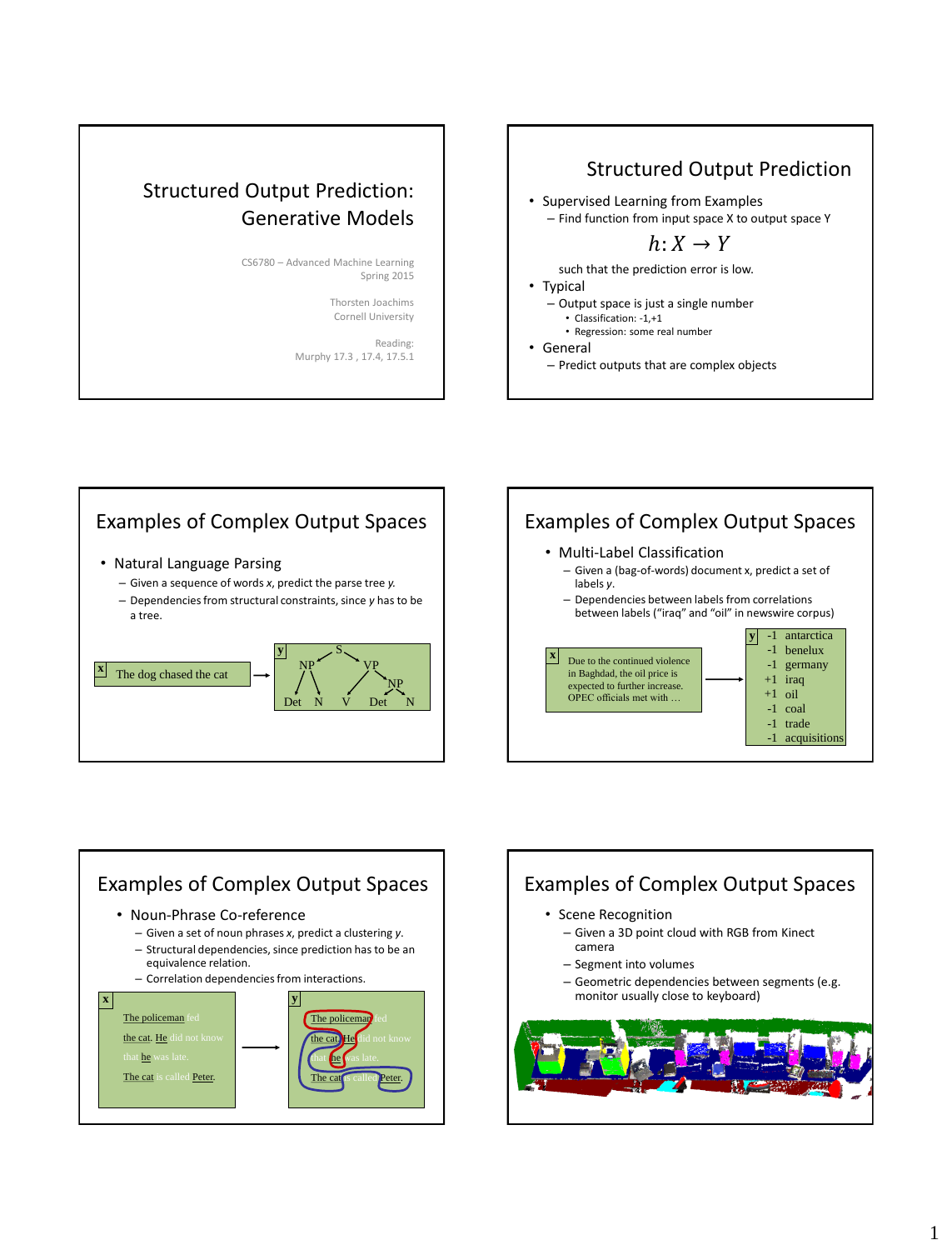# Structured Output Prediction: Generative Models

CS6780 – Advanced Machine Learning
Spring 2015

Thorsten Joachims
Cornell University

Reading:
Murphy 17.3 , 17.4, 17.5.1

## Structured Output Prediction

- Supervised Learning from Examples
  - Find function from input space X to output space Y

$$h: X \rightarrow Y$$

  such that the prediction error is low.
- Typical
  - Output space is just a single number
    - Classification: -1,+1
    - Regression: some real number
- General
  - Predict outputs that are complex objects

## Examples of Complex Output Spaces

- Natural Language Parsing
  - Given a sequence of words *x*, predict the parse tree *y*.
  - Dependencies from structural constraints, since *y* has to be a tree.

x: The dog chased the cat → y: (S (NP Det N) (VP V (NP Det N)))

## Examples of Complex Output Spaces

- Multi-Label Classification
  - Given a (bag-of-words) document x, predict a set of labels *y*.
  - Dependencies between labels from correlations between labels ("iraq" and "oil" in newswire corpus)

x: Due to the continued violence in Baghdad, the oil price is expected to further increase. OPEC officials met with …

→ y:

| y | label |
|---|---|
| -1 | antarctica |
| -1 | benelux |
| -1 | germany |
| +1 | iraq |
| +1 | oil |
| -1 | coal |
| -1 | trade |
| -1 | acquisitions |

## Examples of Complex Output Spaces

- Noun-Phrase Co-reference
  - Given a set of noun phrases *x*, predict a clustering *y*.
  - Structural dependencies, since prediction has to be an equivalence relation.
  - Correlation dependencies from interactions.

x: The policeman fed the cat. He did not know that he was late. The cat is called Peter.

→ y: The policeman fed the cat. He did not know that he was late. The cat is called Peter.

## Examples of Complex Output Spaces

- Scene Recognition
  - Given a 3D point cloud with RGB from Kinect camera
  - Segment into volumes
  - Geometric dependencies between segments (e.g. monitor usually close to keyboard)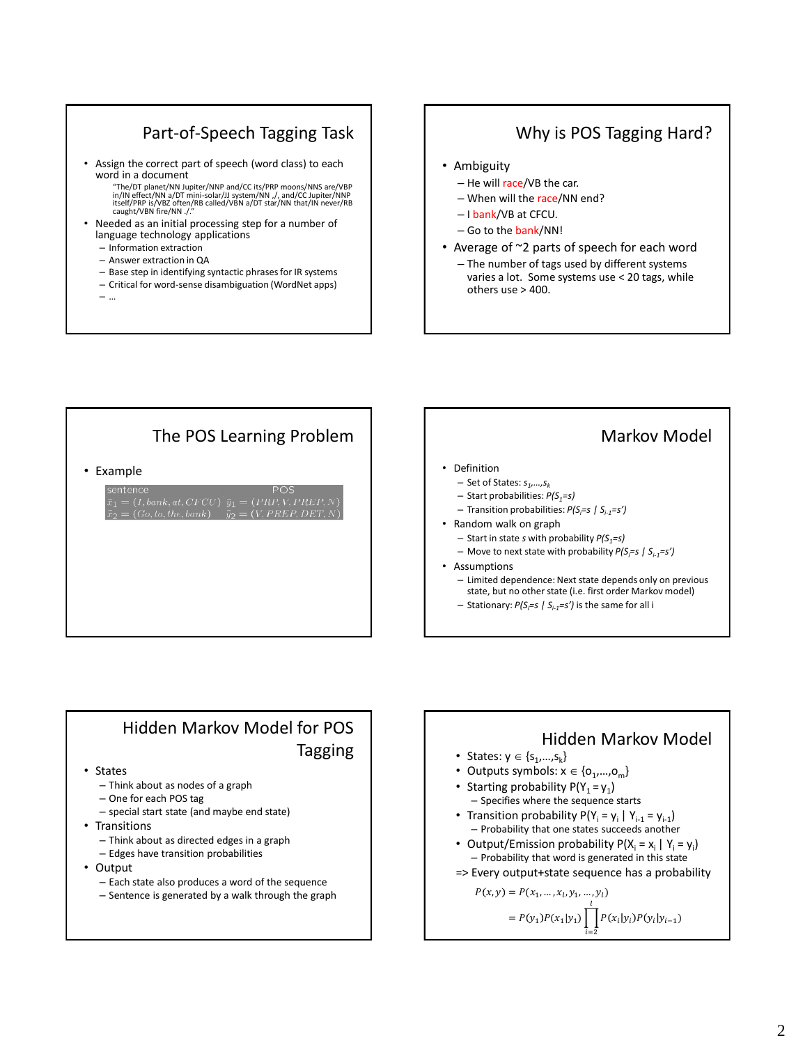## Part-of-Speech Tagging Task

- Assign the correct part of speech (word class) to each word in a document
  - "The/DT planet/NN Jupiter/NNP and/CC its/PRP moons/NNS are/VBP in/IN effect/NN a/DT mini-solar/JJ system/NN ,/, and/CC Jupiter/NNP itself/PRP is/VBZ often/RB called/VBN a/DT star/NN that/IN never/RB caught/VBN fire/NN ./."
- Needed as an initial processing step for a number of language technology applications
  - Information extraction
  - Answer extraction in QA
  - Base step in identifying syntactic phrases for IR systems
  - Critical for word-sense disambiguation (WordNet apps)
  - …

## Why is POS Tagging Hard?

- Ambiguity
  - He will race/VB the car.
  - When will the race/NN end?
  - I bank/VB at CFCU.
  - Go to the bank/NN!
- Average of ~2 parts of speech for each word
  - The number of tags used by different systems varies a lot. Some systems use < 20 tags, while others use > 400.

## The POS Learning Problem

- Example

| sentence | POS |
|---|---|
| $\bar{x}_1 = (I, bank, at, CFCU)$ | $\bar{y}_1 = (PRP, V, PREP, N)$ |
| $\bar{x}_2 = (Go, to, the, bank)$ | $\bar{y}_2 = (V, PREP, DET, N)$ |

## Markov Model

- Definition
  - Set of States: $s_1, \ldots, s_k$
  - Start probabilities: $P(S_1=s)$
  - Transition probabilities: $P(S_i=s \mid S_{i-1}=s')$
- Random walk on graph
  - Start in state $s$ with probability $P(S_1=s)$
  - Move to next state with probability $P(S_i=s \mid S_{i-1}=s')$
- Assumptions
  - Limited dependence: Next state depends only on previous state, but no other state (i.e. first order Markov model)
  - Stationary: $P(S_i=s \mid S_{i-1}=s')$ is the same for all i

## Hidden Markov Model for POS Tagging

- States
  - Think about as nodes of a graph
  - One for each POS tag
  - special start state (and maybe end state)
- Transitions
  - Think about as directed edges in a graph
  - Edges have transition probabilities
- Output
  - Each state also produces a word of the sequence
  - Sentence is generated by a walk through the graph

## Hidden Markov Model

- States: $y \in \{s_1, \ldots, s_k\}$
- Outputs symbols: $x \in \{o_1, \ldots, o_m\}$
- Starting probability $P(Y_1 = y_1)$
  - Specifies where the sequence starts
- Transition probability $P(Y_i = y_i \mid Y_{i-1} = y_{i-1})$
  - Probability that one states succeeds another
- Output/Emission probability $P(X_i = x_i \mid Y_i = y_i)$
  - Probability that word is generated in this state

=> Every output+state sequence has a probability

$$P(x, y) = P(x_1, \ldots, x_l, y_1, \ldots, y_l)$$
$$= P(y_1)P(x_1|y_1)\prod_{i=2}^{l} P(x_i|y_i)P(y_i|y_{i-1})$$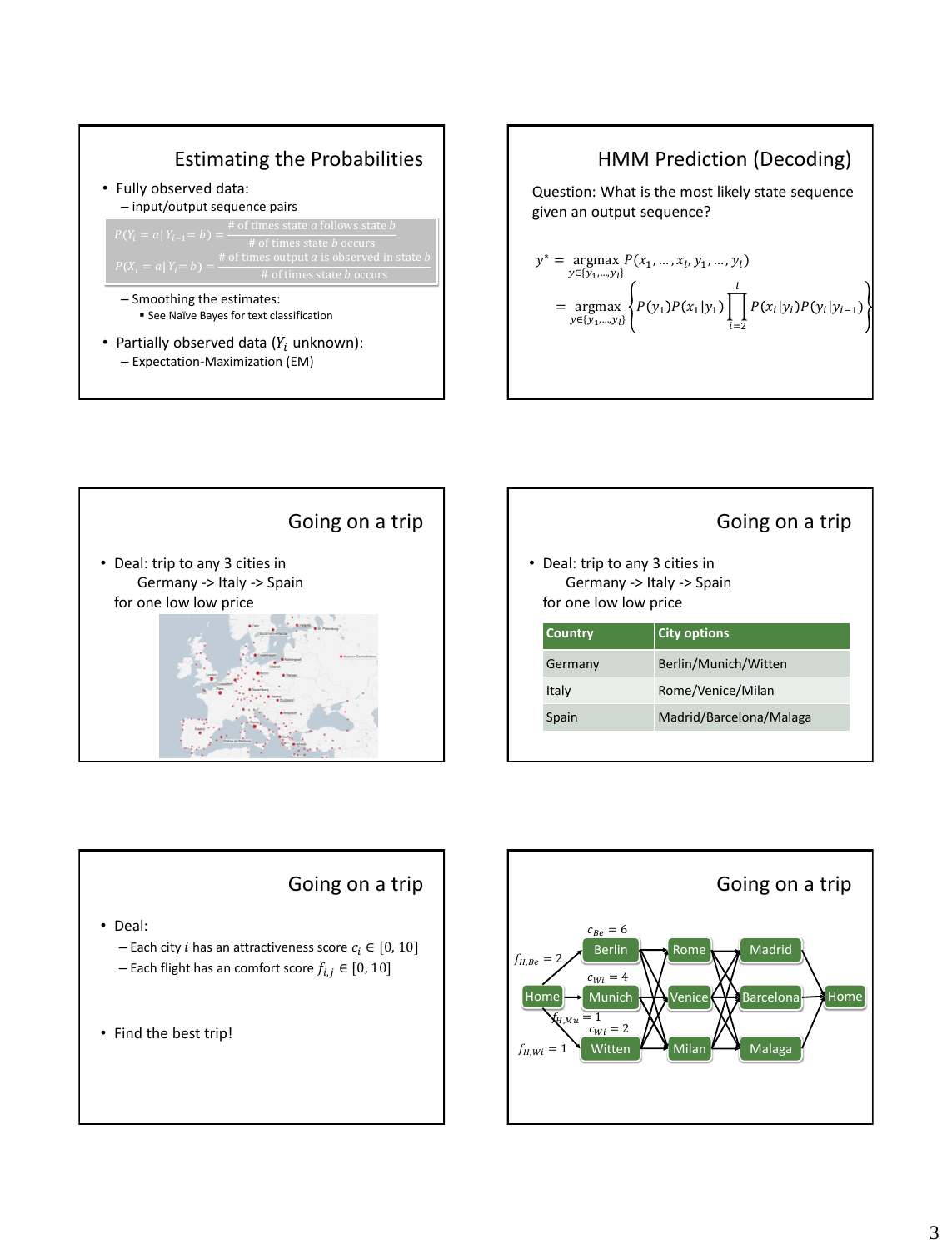## Estimating the Probabilities

- Fully observed data:
  - input/output sequence pairs

$$P(Y_i = a \mid Y_{i-1} = b) = \frac{\text{\# of times state } a \text{ follows state } b}{\text{\# of times state } b \text{ occurs}}$$

$$P(X_i = a \mid Y_i = b) = \frac{\text{\# of times output } a \text{ is observed in state } b}{\text{\# of times state } b \text{ occurs}}$$

  - Smoothing the estimates:
    - See Naïve Bayes for text classification
- Partially observed data ($Y_i$ unknown):
  - Expectation-Maximization (EM)

## HMM Prediction (Decoding)

Question: What is the most likely state sequence given an output sequence?

$$y^* = \underset{y \in \{y_1, \ldots, y_l\}}{\operatorname{argmax}} P(x_1, \ldots, x_l, y_1, \ldots, y_l)$$

$$= \underset{y \in \{y_1, \ldots, y_l\}}{\operatorname{argmax}} \left\{ P(y_1) P(x_1 \mid y_1) \prod_{i=2}^{l} P(x_i \mid y_i) P(y_i \mid y_{i-1}) \right\}$$

## Going on a trip

- Deal: trip to any 3 cities in
  Germany -> Italy -> Spain
  for one low low price

## Going on a trip

- Deal: trip to any 3 cities in
  Germany -> Italy -> Spain
  for one low low price

| Country | City options |
| --- | --- |
| Germany | Berlin/Munich/Witten |
| Italy | Rome/Venice/Milan |
| Spain | Madrid/Barcelona/Malaga |

## Going on a trip

- Deal:
  - Each city $i$ has an attractiveness score $c_i \in [0, 10]$
  - Each flight has an comfort score $f_{i,j} \in [0, 10]$
- Find the best trip!

## Going on a trip

Home → Berlin ($f_{H,Be} = 2$, $c_{Be} = 6$), Munich ($f_{H,Mu} = 1$, $c_{Wi} = 4$), Witten ($f_{H,Wi} = 1$, $c_{Wi} = 2$) → Rome / Venice / Milan → Madrid / Barcelona / Malaga → Home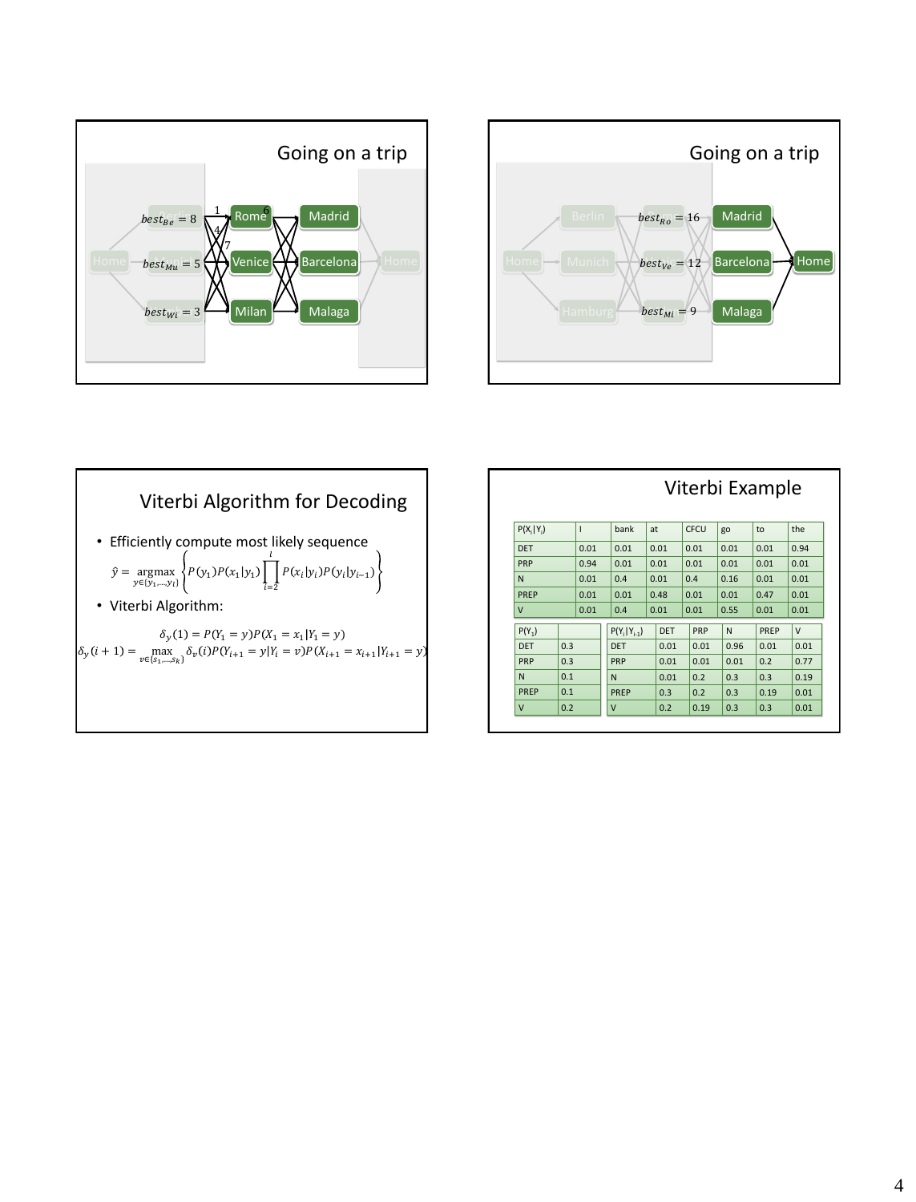## Going on a trip

$best_{Be} = 8$

$best_{Mu} = 5$

$best_{Wi} = 3$

1
6
4
7

Home
Rome
Venice
Milan
Madrid
Barcelona
Malaga
Home

## Going on a trip

Home
Berlin
Munich
Hamburg

$best_{Ro} = 16$

$best_{Ve} = 12$

$best_{Mi} = 9$

Madrid
Barcelona
Malaga
Home

## Viterbi Algorithm for Decoding

- Efficiently compute most likely sequence

$$\hat{y} = \underset{y \in \{y_1, \ldots, y_l\}}{\operatorname{argmax}} \left\{ P(y_1) P(x_1 | y_1) \prod_{i=2}^{l} P(x_i | y_i) P(y_i | y_{i-1}) \right\}$$

- Viterbi Algorithm:

$$\delta_y(1) = P(Y_1 = y) P(X_1 = x_1 | Y_1 = y)$$

$$\delta_y(i+1) = \max_{v \in \{s_1, \ldots, s_k\}} \delta_v(i) P(Y_{i+1} = y | Y_i = v) P(X_{i+1} = x_{i+1} | Y_{i+1} = y)$$

## Viterbi Example

| $P(X_i \mid Y_i)$ | I | bank | at | CFCU | go | to | the |
|---|---|---|---|---|---|---|---|
| DET | 0.01 | 0.01 | 0.01 | 0.01 | 0.01 | 0.01 | 0.94 |
| PRP | 0.94 | 0.01 | 0.01 | 0.01 | 0.01 | 0.01 | 0.01 |
| N | 0.01 | 0.4 | 0.01 | 0.4 | 0.16 | 0.01 | 0.01 |
| PREP | 0.01 | 0.01 | 0.48 | 0.01 | 0.01 | 0.47 | 0.01 |
| V | 0.01 | 0.4 | 0.01 | 0.01 | 0.55 | 0.01 | 0.01 |

| $P(Y_1)$ | |
|---|---|
| DET | 0.3 |
| PRP | 0.3 |
| N | 0.1 |
| PREP | 0.1 |
| V | 0.2 |

| $P(Y_i \mid Y_{i-1})$ | DET | PRP | N | PREP | V |
|---|---|---|---|---|---|
| DET | 0.01 | 0.01 | 0.96 | 0.01 | 0.01 |
| PRP | 0.01 | 0.01 | 0.01 | 0.2 | 0.77 |
| N | 0.01 | 0.2 | 0.3 | 0.3 | 0.19 |
| PREP | 0.3 | 0.2 | 0.3 | 0.19 | 0.01 |
| V | 0.2 | 0.19 | 0.3 | 0.3 | 0.01 |